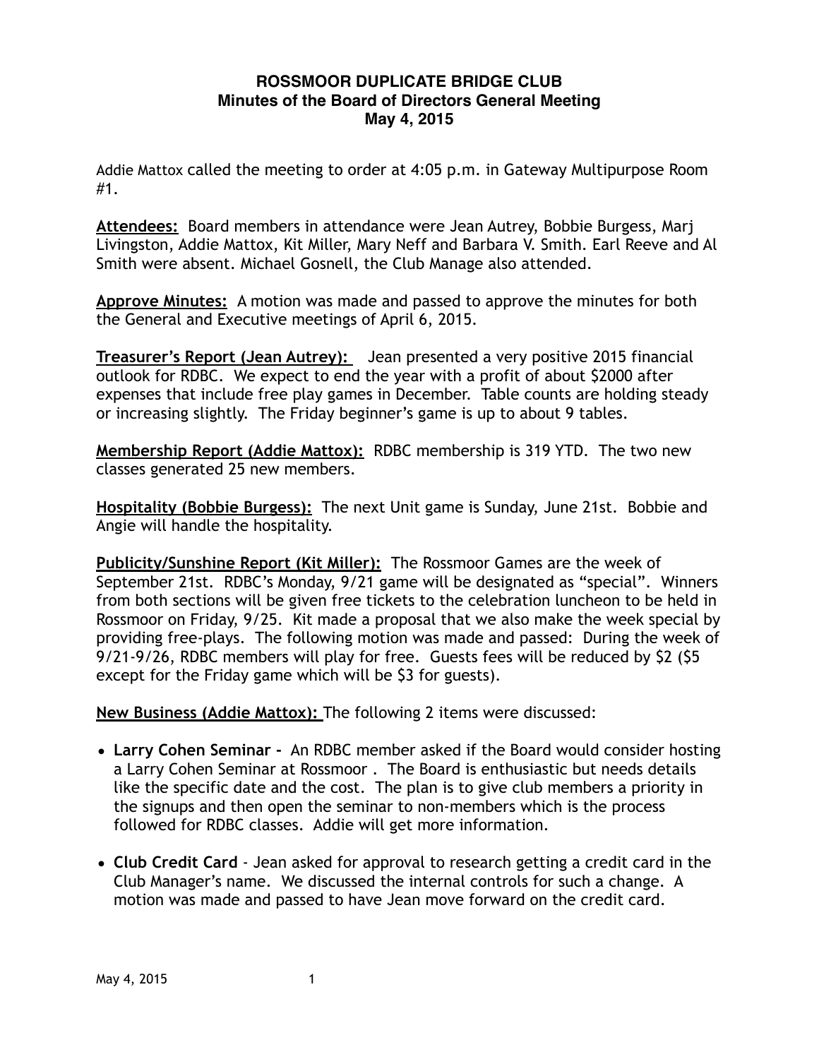# ROSSMOOR DUPLICATE BRIDGE CLUB
## Minutes of the Board of Directors General Meeting
## May 4, 2015

Addie Mattox called the meeting to order at 4:05 p.m. in Gateway Multipurpose Room #1.

**Attendees:** Board members in attendance were Jean Autrey, Bobbie Burgess, Marj Livingston, Addie Mattox, Kit Miller, Mary Neff and Barbara V. Smith. Earl Reeve and Al Smith were absent. Michael Gosnell, the Club Manage also attended.

**Approve Minutes:** A motion was made and passed to approve the minutes for both the General and Executive meetings of April 6, 2015.

**Treasurer's Report (Jean Autrey):** Jean presented a very positive 2015 financial outlook for RDBC. We expect to end the year with a profit of about $2000 after expenses that include free play games in December. Table counts are holding steady or increasing slightly. The Friday beginner's game is up to about 9 tables.

**Membership Report (Addie Mattox):** RDBC membership is 319 YTD. The two new classes generated 25 new members.

**Hospitality (Bobbie Burgess):** The next Unit game is Sunday, June 21st. Bobbie and Angie will handle the hospitality.

**Publicity/Sunshine Report (Kit Miller):** The Rossmoor Games are the week of September 21st. RDBC's Monday, 9/21 game will be designated as "special". Winners from both sections will be given free tickets to the celebration luncheon to be held in Rossmoor on Friday, 9/25. Kit made a proposal that we also make the week special by providing free-plays. The following motion was made and passed: During the week of 9/21-9/26, RDBC members will play for free. Guests fees will be reduced by $2 ($5 except for the Friday game which will be $3 for guests).

**New Business (Addie Mattox):** The following 2 items were discussed:

- **Larry Cohen Seminar -** An RDBC member asked if the Board would consider hosting a Larry Cohen Seminar at Rossmoor . The Board is enthusiastic but needs details like the specific date and the cost. The plan is to give club members a priority in the signups and then open the seminar to non-members which is the process followed for RDBC classes. Addie will get more information.
- **Club Credit Card** - Jean asked for approval to research getting a credit card in the Club Manager's name. We discussed the internal controls for such a change. A motion was made and passed to have Jean move forward on the credit card.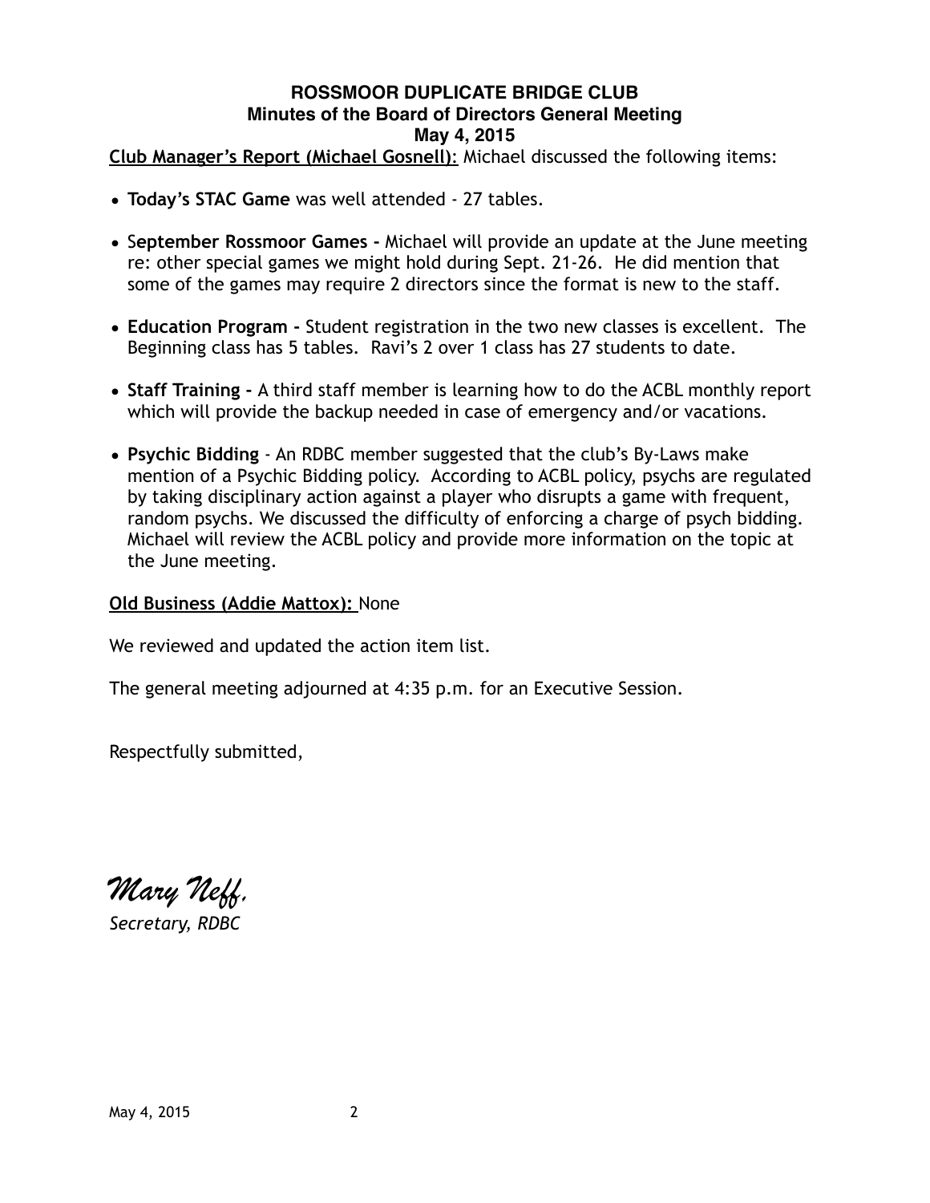**ROSSMOOR DUPLICATE BRIDGE CLUB**
**Minutes of the Board of Directors General Meeting**
**May 4, 2015**

**Club Manager's Report (Michael Gosnell)**: Michael discussed the following items:

- **Today's STAC Game** was well attended - 27 tables.
- S**eptember Rossmoor Games -** Michael will provide an update at the June meeting re: other special games we might hold during Sept. 21-26. He did mention that some of the games may require 2 directors since the format is new to the staff.
- **Education Program -** Student registration in the two new classes is excellent. The Beginning class has 5 tables. Ravi's 2 over 1 class has 27 students to date.
- **Staff Training -** A third staff member is learning how to do the ACBL monthly report which will provide the backup needed in case of emergency and/or vacations.
- **Psychic Bidding** - An RDBC member suggested that the club's By-Laws make mention of a Psychic Bidding policy. According to ACBL policy, psychs are regulated by taking disciplinary action against a player who disrupts a game with frequent, random psychs. We discussed the difficulty of enforcing a charge of psych bidding. Michael will review the ACBL policy and provide more information on the topic at the June meeting.

**Old Business (Addie Mattox):** None

We reviewed and updated the action item list.

The general meeting adjourned at 4:35 p.m. for an Executive Session.

Respectfully submitted,

*Mary Neff,*
*Secretary, RDBC*